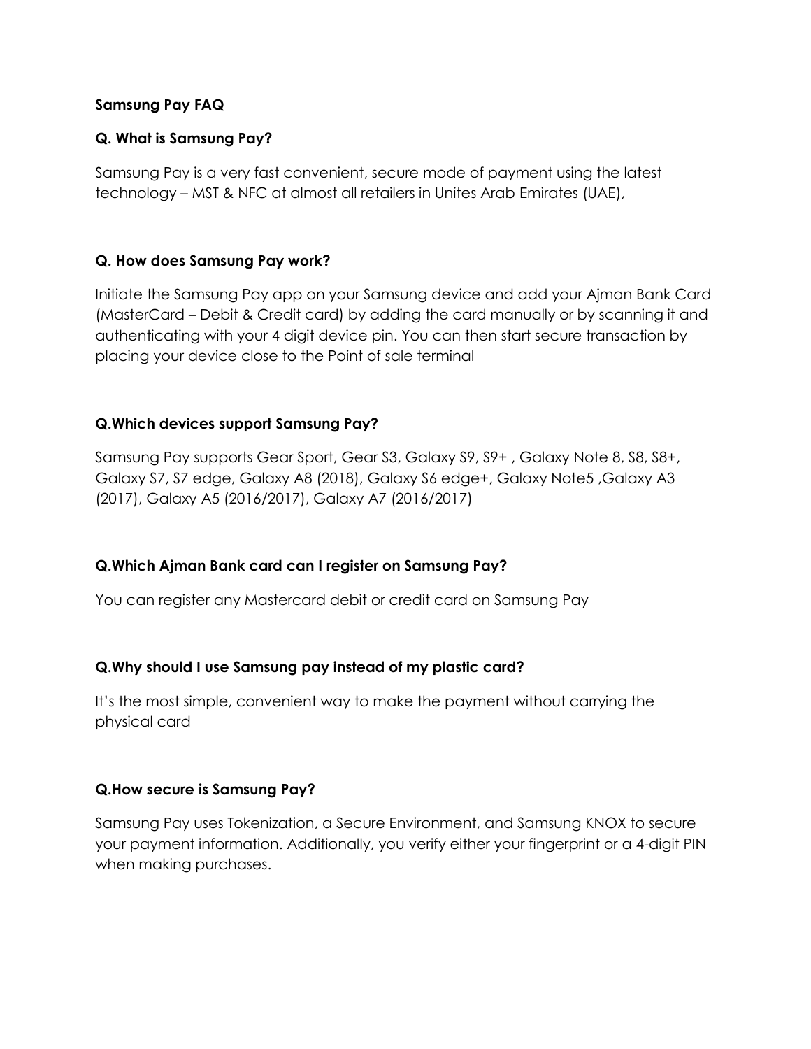**Samsung Pay FAQ**

**Q. What is Samsung Pay?**

Samsung Pay is a very fast convenient, secure mode of payment using the latest technology – MST & NFC at almost all retailers in Unites Arab Emirates (UAE),

**Q. How does Samsung Pay work?**

Initiate the Samsung Pay app on your Samsung device and add your Ajman Bank Card (MasterCard – Debit & Credit card) by adding the card manually or by scanning it and authenticating with your 4 digit device pin. You can then start secure transaction by placing your device close to the Point of sale terminal

**Q.Which devices support Samsung Pay?**

Samsung Pay supports Gear Sport, Gear S3, Galaxy S9, S9+ , Galaxy Note 8, S8, S8+, Galaxy S7, S7 edge, Galaxy A8 (2018), Galaxy S6 edge+, Galaxy Note5 ,Galaxy A3 (2017), Galaxy A5 (2016/2017), Galaxy A7 (2016/2017)

**Q.Which Ajman Bank card can I register on Samsung Pay?**

You can register any Mastercard debit or credit card on Samsung Pay

**Q.Why should I use Samsung pay instead of my plastic card?**

It's the most simple, convenient way to make the payment without carrying the physical card

**Q.How secure is Samsung Pay?**

Samsung Pay uses Tokenization, a Secure Environment, and Samsung KNOX to secure your payment information. Additionally, you verify either your fingerprint or a 4-digit PIN when making purchases.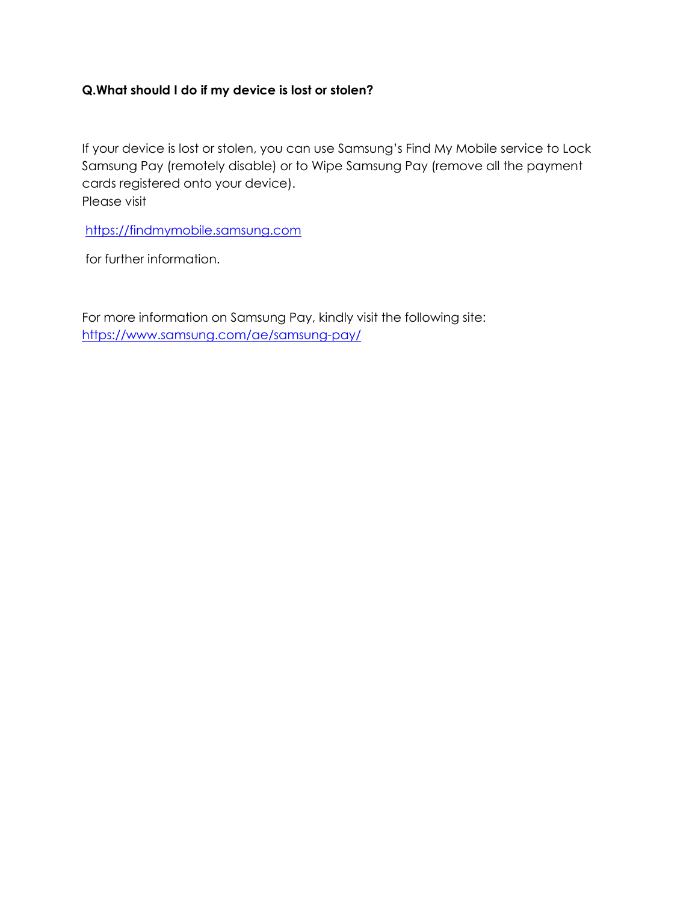**Q.What should I do if my device is lost or stolen?**

If your device is lost or stolen, you can use Samsung's Find My Mobile service to Lock Samsung Pay (remotely disable) or to Wipe Samsung Pay (remove all the payment cards registered onto your device).
Please visit

https://findmymobile.samsung.com

for further information.

For more information on Samsung Pay, kindly visit the following site:
https://www.samsung.com/ae/samsung-pay/